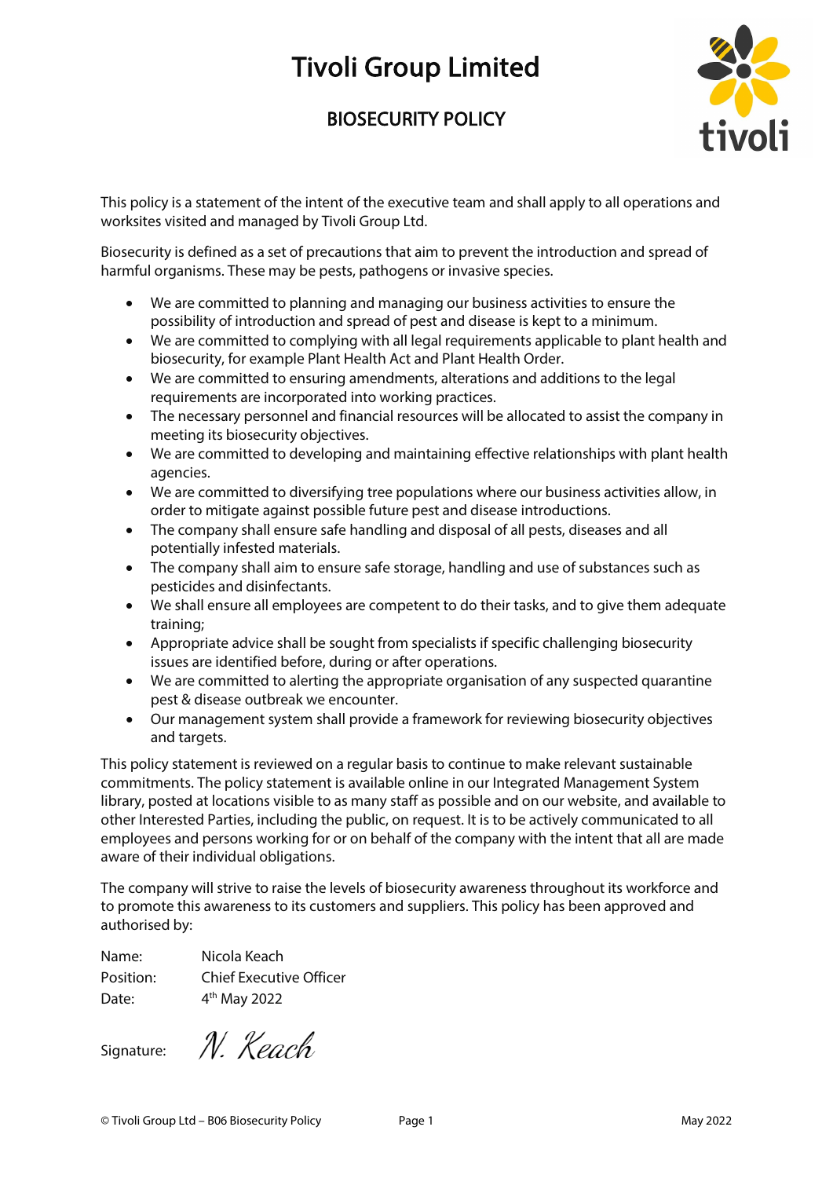# Tivoli Group Limited

## BIOSECURITY POLICY

This policy is a statement of the intent of the executive team and shall apply to all operations and worksites visited and managed by Tivoli Group Ltd.

Biosecurity is defined as a set of precautions that aim to prevent the introduction and spread of harmful organisms. These may be pests, pathogens or invasive species.

- We are committed to planning and managing our business activities to ensure the possibility of introduction and spread of pest and disease is kept to a minimum.
- We are committed to complying with all legal requirements applicable to plant health and biosecurity, for example Plant Health Act and Plant Health Order.
- We are committed to ensuring amendments, alterations and additions to the legal requirements are incorporated into working practices.
- The necessary personnel and financial resources will be allocated to assist the company in meeting its biosecurity objectives.
- We are committed to developing and maintaining effective relationships with plant health agencies.
- We are committed to diversifying tree populations where our business activities allow, in order to mitigate against possible future pest and disease introductions.
- The company shall ensure safe handling and disposal of all pests, diseases and all potentially infested materials.
- The company shall aim to ensure safe storage, handling and use of substances such as pesticides and disinfectants.
- We shall ensure all employees are competent to do their tasks, and to give them adequate training;
- Appropriate advice shall be sought from specialists if specific challenging biosecurity issues are identified before, during or after operations.
- We are committed to alerting the appropriate organisation of any suspected quarantine pest & disease outbreak we encounter.
- Our management system shall provide a framework for reviewing biosecurity objectives and targets.

This policy statement is reviewed on a regular basis to continue to make relevant sustainable commitments. The policy statement is available online in our Integrated Management System library, posted at locations visible to as many staff as possible and on our website, and available to other Interested Parties, including the public, on request. It is to be actively communicated to all employees and persons working for or on behalf of the company with the intent that all are made aware of their individual obligations.

The company will strive to raise the levels of biosecurity awareness throughout its workforce and to promote this awareness to its customers and suppliers. This policy has been approved and authorised by:

Name: Nicola Keach
Position: Chief Executive Officer
Date: 4th May 2022

Signature: *N. Keach*

© Tivoli Group Ltd – B06 Biosecurity Policy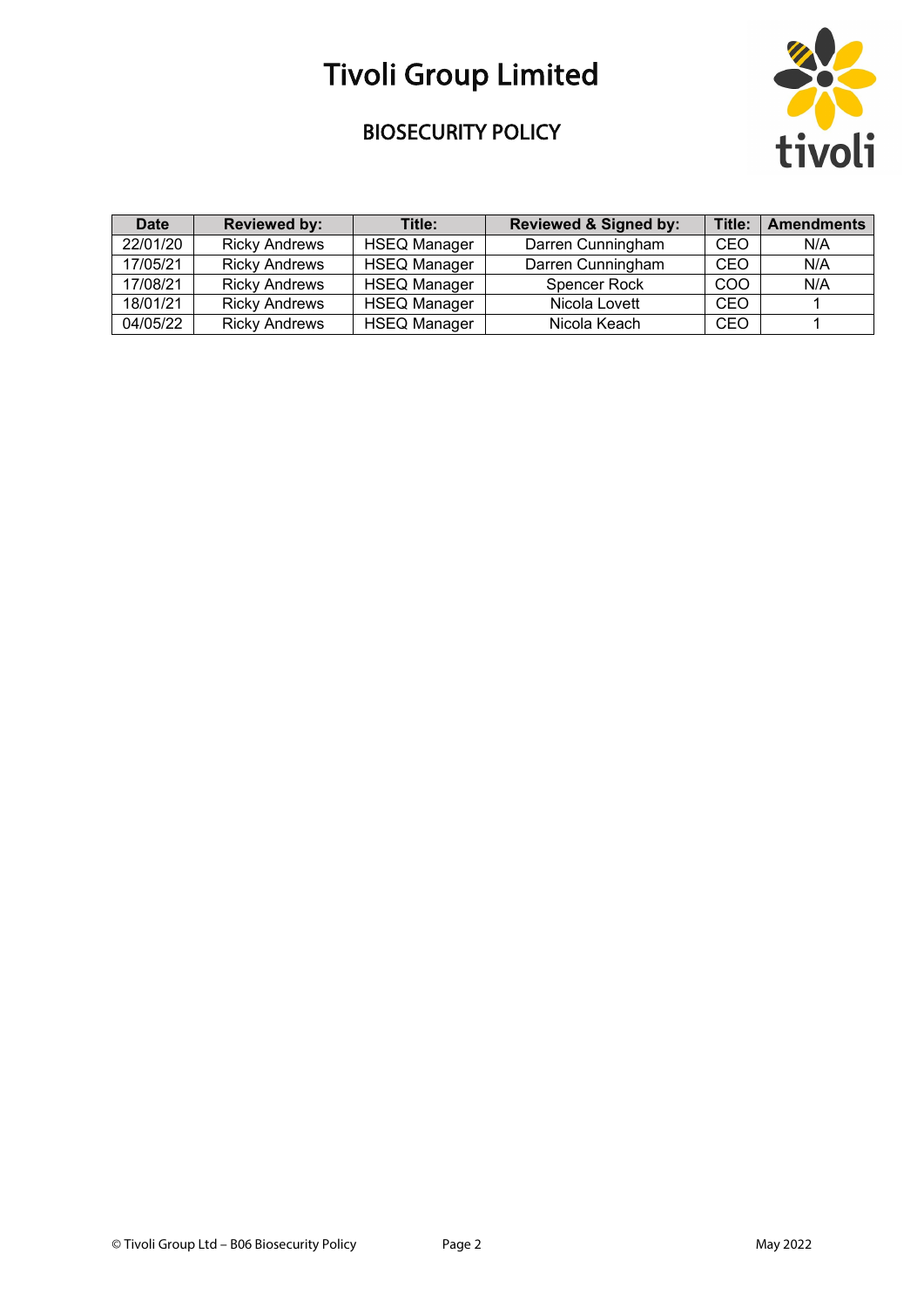# Tivoli Group Limited

## BIOSECURITY POLICY

| Date | Reviewed by: | Title: | Reviewed & Signed by: | Title: | Amendments |
|---|---|---|---|---|---|
| 22/01/20 | Ricky Andrews | HSEQ Manager | Darren Cunningham | CEO | N/A |
| 17/05/21 | Ricky Andrews | HSEQ Manager | Darren Cunningham | CEO | N/A |
| 17/08/21 | Ricky Andrews | HSEQ Manager | Spencer Rock | COO | N/A |
| 18/01/21 | Ricky Andrews | HSEQ Manager | Nicola Lovett | CEO | 1 |
| 04/05/22 | Ricky Andrews | HSEQ Manager | Nicola Keach | CEO | 1 |